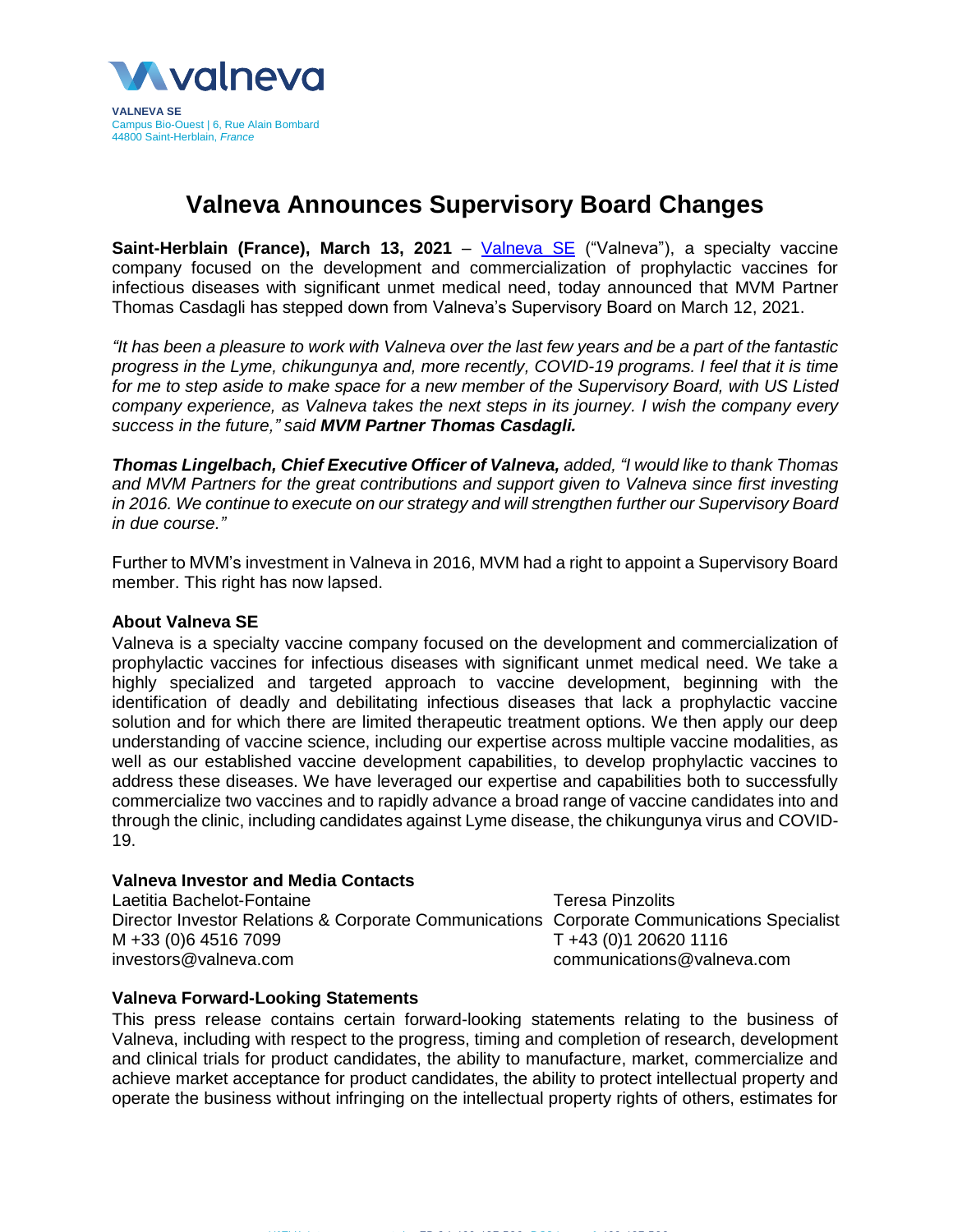**VALNEVA SE**
Campus Bio-Ouest | 6, Rue Alain Bombard
44800 Saint-Herblain, *France*

# Valneva Announces Supervisory Board Changes

**Saint-Herblain (France), March 13, 2021** – Valneva SE ("Valneva"), a specialty vaccine company focused on the development and commercialization of prophylactic vaccines for infectious diseases with significant unmet medical need, today announced that MVM Partner Thomas Casdagli has stepped down from Valneva's Supervisory Board on March 12, 2021.

*"It has been a pleasure to work with Valneva over the last few years and be a part of the fantastic progress in the Lyme, chikungunya and, more recently, COVID-19 programs. I feel that it is time for me to step aside to make space for a new member of the Supervisory Board, with US Listed company experience, as Valneva takes the next steps in its journey. I wish the company every success in the future,"* said ***MVM Partner Thomas Casdagli.***

***Thomas Lingelbach, Chief Executive Officer of Valneva,*** *added, "I would like to thank Thomas and MVM Partners for the great contributions and support given to Valneva since first investing in 2016. We continue to execute on our strategy and will strengthen further our Supervisory Board in due course."*

Further to MVM's investment in Valneva in 2016, MVM had a right to appoint a Supervisory Board member. This right has now lapsed.

### About Valneva SE

Valneva is a specialty vaccine company focused on the development and commercialization of prophylactic vaccines for infectious diseases with significant unmet medical need. We take a highly specialized and targeted approach to vaccine development, beginning with the identification of deadly and debilitating infectious diseases that lack a prophylactic vaccine solution and for which there are limited therapeutic treatment options. We then apply our deep understanding of vaccine science, including our expertise across multiple vaccine modalities, as well as our established vaccine development capabilities, to develop prophylactic vaccines to address these diseases. We have leveraged our expertise and capabilities both to successfully commercialize two vaccines and to rapidly advance a broad range of vaccine candidates into and through the clinic, including candidates against Lyme disease, the chikungunya virus and COVID-19.

### Valneva Investor and Media Contacts

Laetitia Bachelot-Fontaine
Director Investor Relations & Corporate Communications
M +33 (0)6 4516 7099
investors@valneva.com

Teresa Pinzolits
Corporate Communications Specialist
T +43 (0)1 20620 1116
communications@valneva.com

### Valneva Forward-Looking Statements

This press release contains certain forward-looking statements relating to the business of Valneva, including with respect to the progress, timing and completion of research, development and clinical trials for product candidates, the ability to manufacture, market, commercialize and achieve market acceptance for product candidates, the ability to protect intellectual property and operate the business without infringing on the intellectual property rights of others, estimates for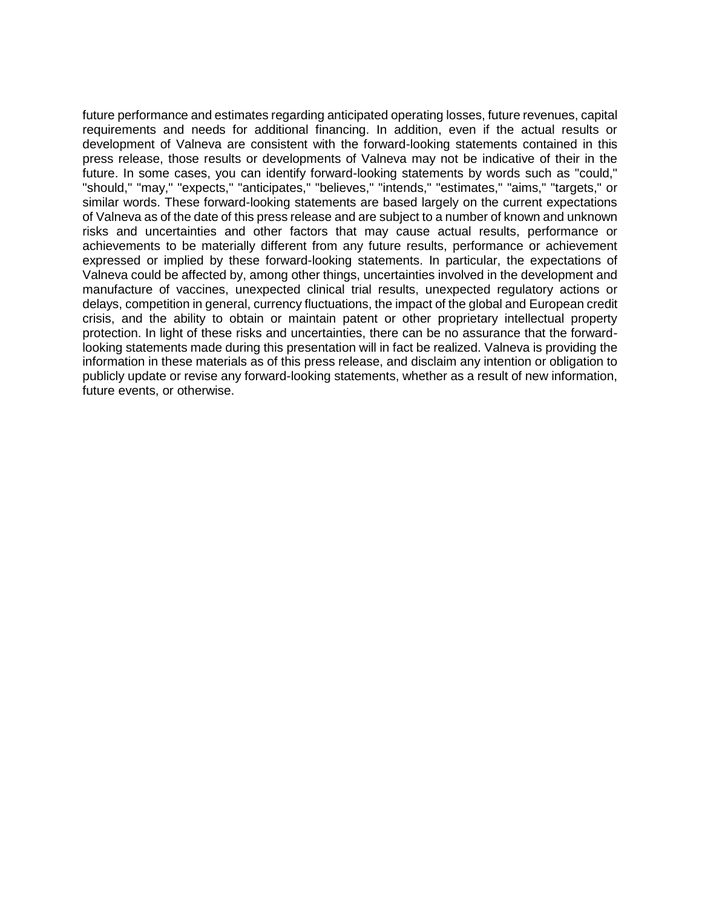future performance and estimates regarding anticipated operating losses, future revenues, capital requirements and needs for additional financing. In addition, even if the actual results or development of Valneva are consistent with the forward-looking statements contained in this press release, those results or developments of Valneva may not be indicative of their in the future. In some cases, you can identify forward-looking statements by words such as "could," "should," "may," "expects," "anticipates," "believes," "intends," "estimates," "aims," "targets," or similar words. These forward-looking statements are based largely on the current expectations of Valneva as of the date of this press release and are subject to a number of known and unknown risks and uncertainties and other factors that may cause actual results, performance or achievements to be materially different from any future results, performance or achievement expressed or implied by these forward-looking statements. In particular, the expectations of Valneva could be affected by, among other things, uncertainties involved in the development and manufacture of vaccines, unexpected clinical trial results, unexpected regulatory actions or delays, competition in general, currency fluctuations, the impact of the global and European credit crisis, and the ability to obtain or maintain patent or other proprietary intellectual property protection. In light of these risks and uncertainties, there can be no assurance that the forward-looking statements made during this presentation will in fact be realized. Valneva is providing the information in these materials as of this press release, and disclaim any intention or obligation to publicly update or revise any forward-looking statements, whether as a result of new information, future events, or otherwise.